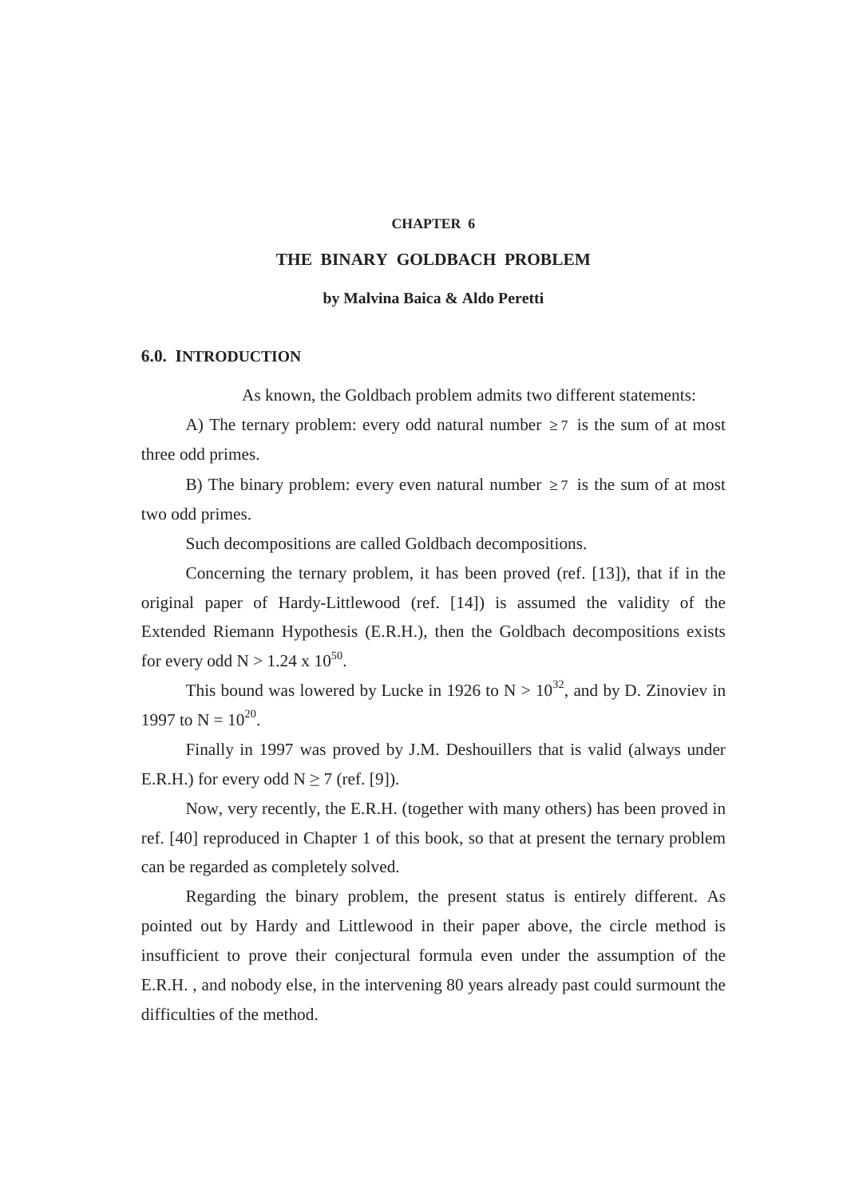CHAPTER 6

# THE BINARY GOLDBACH PROBLEM

**by Malvina Baica & Aldo Peretti**

## 6.0. INTRODUCTION

As known, the Goldbach problem admits two different statements:

A) The ternary problem: every odd natural number $\geq 7$ is the sum of at most three odd primes.

B) The binary problem: every even natural number $\geq 7$ is the sum of at most two odd primes.

Such decompositions are called Goldbach decompositions.

Concerning the ternary problem, it has been proved (ref. [13]), that if in the original paper of Hardy-Littlewood (ref. [14]) is assumed the validity of the Extended Riemann Hypothesis (E.R.H.), then the Goldbach decompositions exists for every odd $N > 1.24 \times 10^{50}$.

This bound was lowered by Lucke in 1926 to $N > 10^{32}$, and by D. Zinoviev in 1997 to $N = 10^{20}$.

Finally in 1997 was proved by J.M. Deshouillers that is valid (always under E.R.H.) for every odd $N \geq 7$ (ref. [9]).

Now, very recently, the E.R.H. (together with many others) has been proved in ref. [40] reproduced in Chapter 1 of this book, so that at present the ternary problem can be regarded as completely solved.

Regarding the binary problem, the present status is entirely different. As pointed out by Hardy and Littlewood in their paper above, the circle method is insufficient to prove their conjectural formula even under the assumption of the E.R.H. , and nobody else, in the intervening 80 years already past could surmount the difficulties of the method.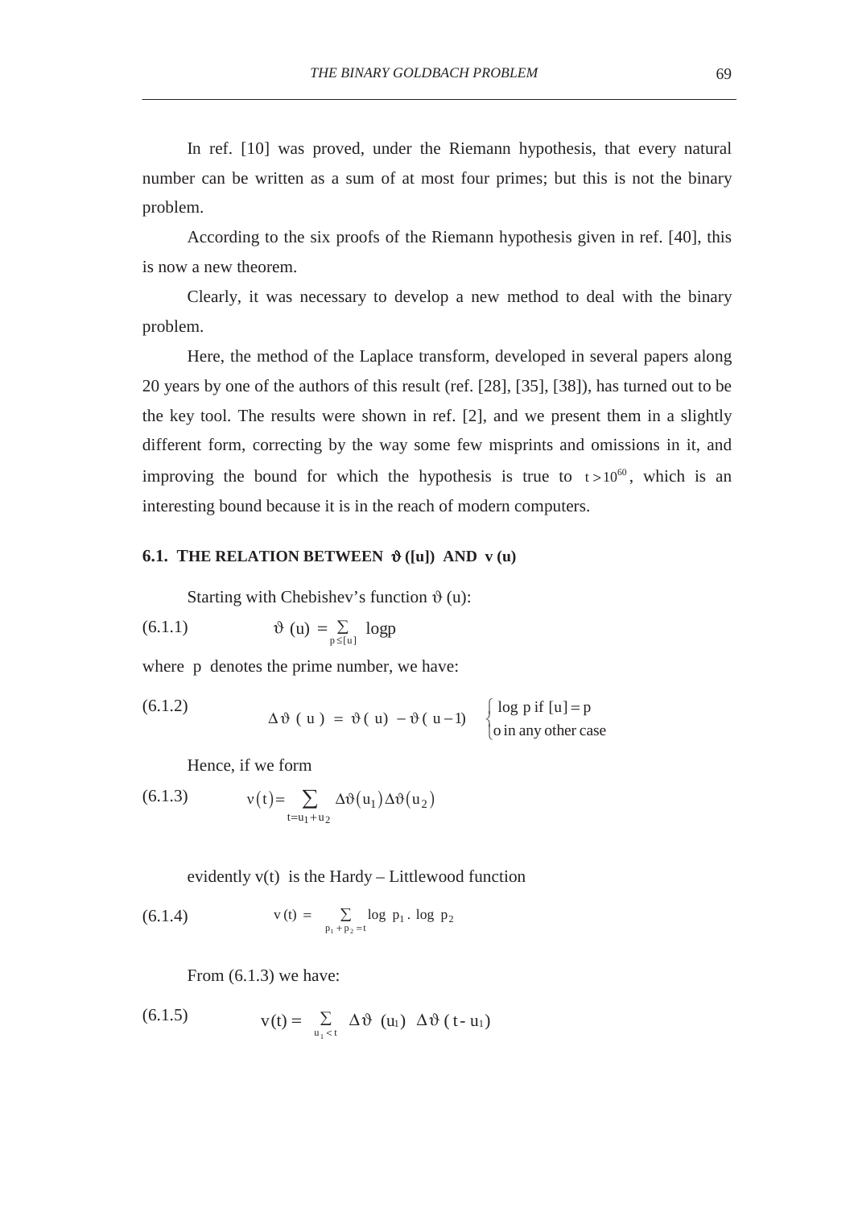In ref. [10] was proved, under the Riemann hypothesis, that every natural number can be written as a sum of at most four primes; but this is not the binary problem.

According to the six proofs of the Riemann hypothesis given in ref. [40], this is now a new theorem.

Clearly, it was necessary to develop a new method to deal with the binary problem.

Here, the method of the Laplace transform, developed in several papers along 20 years by one of the authors of this result (ref. [28], [35], [38]), has turned out to be the key tool. The results were shown in ref. [2], and we present them in a slightly different form, correcting by the way some few misprints and omissions in it, and improving the bound for which the hypothesis is true to $t > 10^{60}$, which is an interesting bound because it is in the reach of modern computers.

### 6.1. THE RELATION BETWEEN $\vartheta([u])$ AND $v(u)$

Starting with Chebishev's function $\vartheta(u)$:

(6.1.1)
$$\vartheta(u) = \sum_{p \le [u]} \log p$$

where $p$ denotes the prime number, we have:

(6.1.2)
$$\Delta\vartheta(u) = \vartheta(u) - \vartheta(u-1) \quad \begin{cases} \log p \text{ if } [u] = p \\ o \text{ in any other case} \end{cases}$$

Hence, if we form

(6.1.3)
$$v(t) = \sum_{t = u_1 + u_2} \Delta\vartheta(u_1)\Delta\vartheta(u_2)$$

evidently $v(t)$ is the Hardy – Littlewood function

(6.1.4)
$$v(t) = \sum_{p_1 + p_2 = t} \log p_1 \, . \, \log p_2$$

From (6.1.3) we have:

(6.1.5)
$$v(t) = \sum_{u_1 < t} \Delta\vartheta(u_1) \; \Delta\vartheta(t - u_1)$$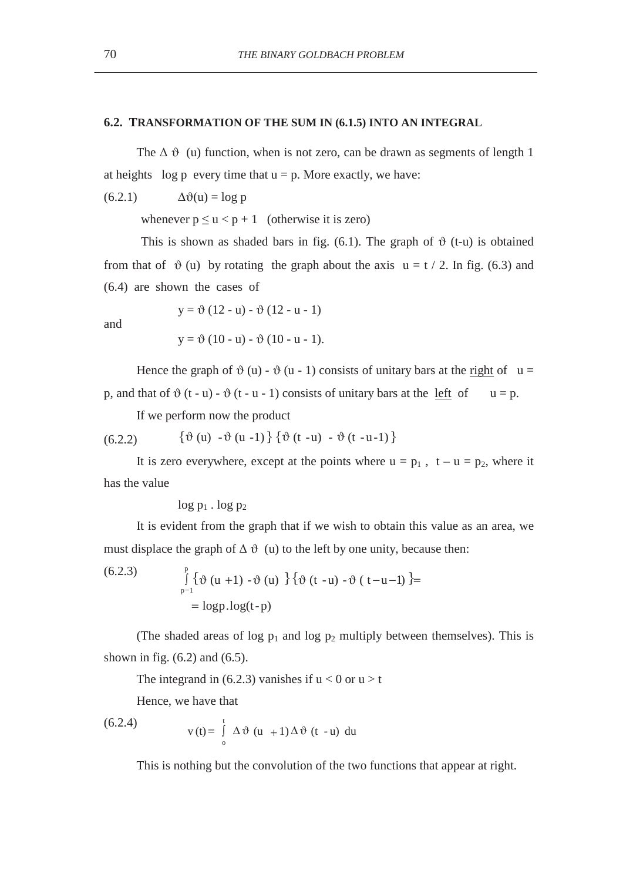## 6.2. TRANSFORMATION OF THE SUM IN (6.1.5) INTO AN INTEGRAL

The $\Delta\vartheta$ (u) function, when is not zero, can be drawn as segments of length 1 at heights log p every time that u = p. More exactly, we have:

(6.2.1) $\Delta\vartheta(u) = \log p$

whenever $p \le u < p + 1$ (otherwise it is zero)

This is shown as shaded bars in fig. (6.1). The graph of $\vartheta$ (t-u) is obtained from that of $\vartheta$ (u) by rotating the graph about the axis u = t / 2. In fig. (6.3) and (6.4) are shown the cases of

$$y = \vartheta(12 - u) - \vartheta(12 - u - 1)$$

and

$$y = \vartheta(10 - u) - \vartheta(10 - u - 1).$$

Hence the graph of $\vartheta(u) - \vartheta(u - 1)$ consists of unitary bars at the <u>right</u> of u = p, and that of $\vartheta(t - u) - \vartheta(t - u - 1)$ consists of unitary bars at the <u>left</u> of u = p.

If we perform now the product

(6.2.2) $$\{\vartheta(u) - \vartheta(u - 1)\}\{\vartheta(t - u) - \vartheta(t - u - 1)\}$$

It is zero everywhere, except at the points where $u = p_1$, $t - u = p_2$, where it has the value

$$\log p_1 \,.\, \log p_2$$

It is evident from the graph that if we wish to obtain this value as an area, we must displace the graph of $\Delta\vartheta$ (u) to the left by one unity, because then:

(6.2.3) $$\int_{p-1}^{p} \{\vartheta(u+1) - \vartheta(u)\}\{\vartheta(t-u) - \vartheta(t-u-1)\} = \\ = \log p . \log(t-p)$$

(The shaded areas of $\log p_1$ and $\log p_2$ multiply between themselves). This is shown in fig. (6.2) and (6.5).

The integrand in (6.2.3) vanishes if u < 0 or u > t

Hence, we have that

(6.2.4) $$v(t) = \int_{o}^{t} \Delta\vartheta(u+1)\Delta\vartheta(t-u)\, du$$

This is nothing but the convolution of the two functions that appear at right.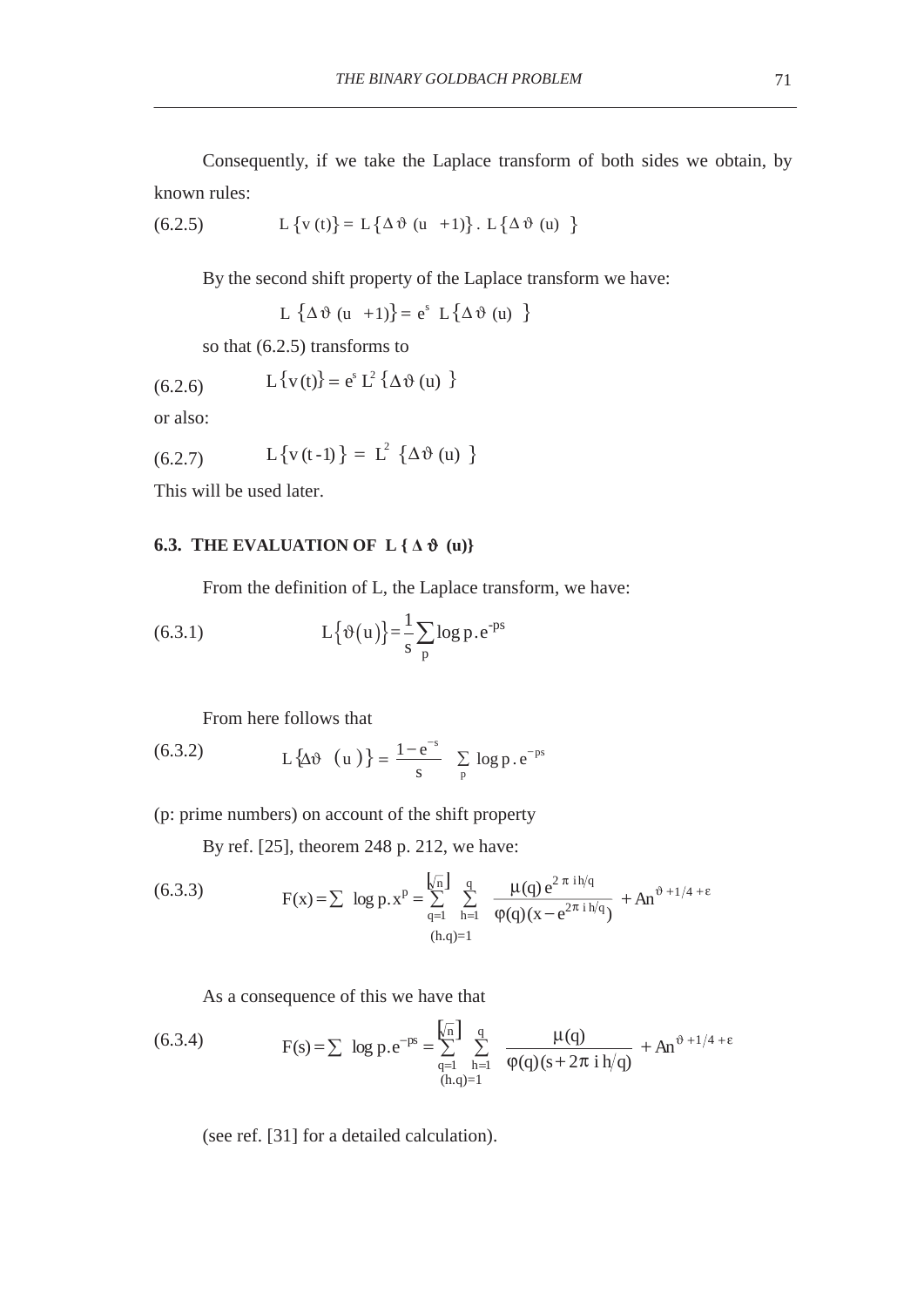Consequently, if we take the Laplace transform of both sides we obtain, by known rules:

$$\text{(6.2.5)} \qquad L\{v(t)\} = L\{\Delta\vartheta\,(u\;+1)\}\,.\,L\{\Delta\vartheta\,(u)\;\}$$

By the second shift property of the Laplace transform we have:

$$L\;\{\Delta\vartheta\,(u\;+1)\} = e^{s}\;L\{\Delta\vartheta\,(u)\;\}$$

so that (6.2.5) transforms to

$$\text{(6.2.6)} \qquad L\{v(t)\} = e^{s}\,L^{2}\,\{\Delta\vartheta\,(u)\;\}$$

or also:

$$\text{(6.2.7)} \qquad L\{v(t-1)\} = L^{2}\;\{\Delta\vartheta\,(u)\;\}$$

This will be used later.

### 6.3. THE EVALUATION OF L { Δ ϑ (u)}

From the definition of L, the Laplace transform, we have:

$$\text{(6.3.1)} \qquad L\{\vartheta(u)\} = \frac{1}{s}\sum_{p}\log p\,.\,e^{-ps}$$

From here follows that

$$\text{(6.3.2)} \qquad L\{\Delta\vartheta\;(u)\} = \frac{1-e^{-s}}{s}\;\sum_{p}\;\log p\,.\,e^{-ps}$$

(p: prime numbers) on account of the shift property

By ref. [25], theorem 248 p. 212, we have:

$$\text{(6.3.3)} \qquad F(x) = \sum\;\log p\,.\,x^{p} = \sum_{q=1}^{[\sqrt{n}]}\;\sum_{\substack{h=1\\(h.q)=1}}^{q}\;\frac{\mu(q)\,e^{2\,\pi\,i h/q}}{\varphi(q)(x-e^{2\pi\,i\,h/q})} + An^{\vartheta+1/4+\varepsilon}$$

As a consequence of this we have that

$$\text{(6.3.4)} \qquad F(s) = \sum\;\log p\,.\,e^{-ps} = \sum_{q=1}^{[\sqrt{n}]}\;\sum_{\substack{h=1\\(h.q)=1}}^{q}\;\frac{\mu(q)}{\varphi(q)(s+2\pi\;i\,h/q)} + An^{\vartheta+1/4+\varepsilon}$$

(see ref. [31] for a detailed calculation).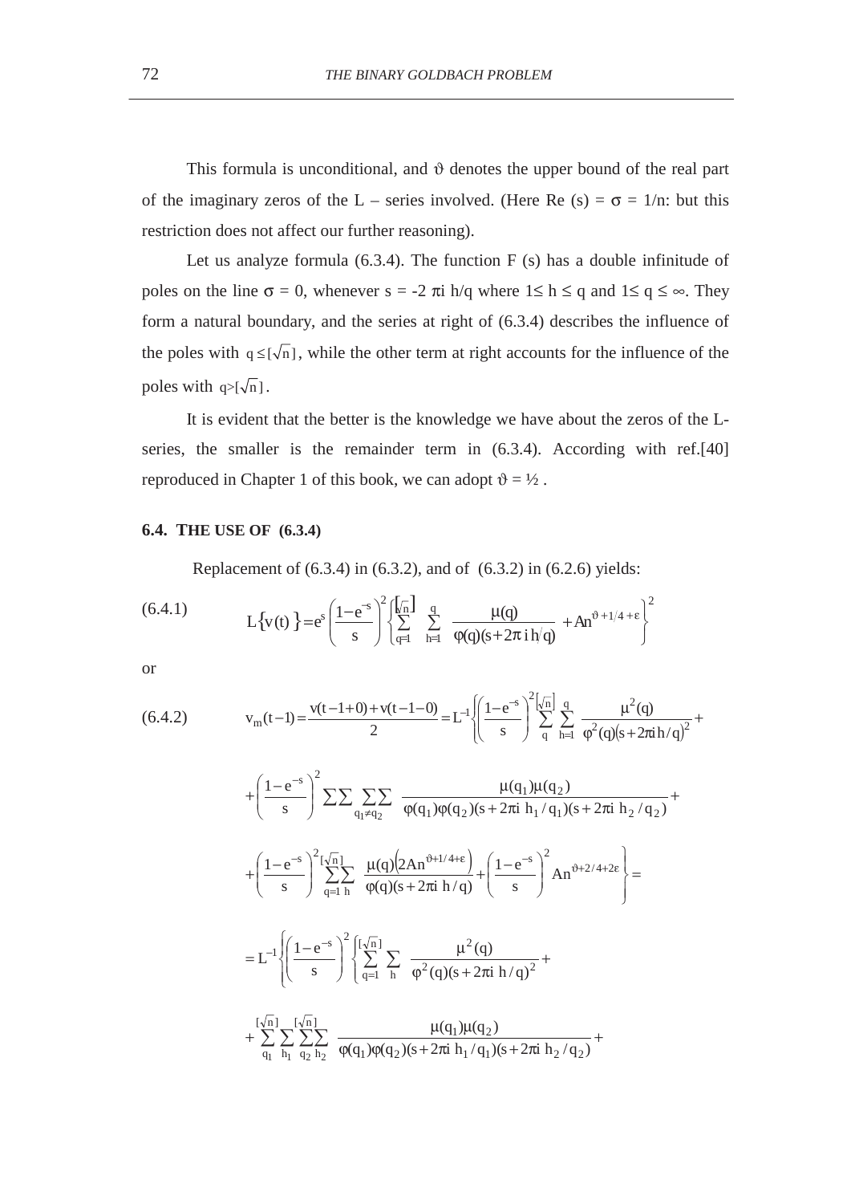This formula is unconditional, and $\vartheta$ denotes the upper bound of the real part of the imaginary zeros of the L – series involved. (Here Re (s) = $\sigma$ = 1/n: but this restriction does not affect our further reasoning).

Let us analyze formula (6.3.4). The function F (s) has a double infinitude of poles on the line $\sigma = 0$, whenever $s = -2\pi i\, h/q$ where $1 \le h \le q$ and $1 \le q \le \infty$. They form a natural boundary, and the series at right of (6.3.4) describes the influence of the poles with $q \le [\sqrt{n}]$, while the other term at right accounts for the influence of the poles with $q > [\sqrt{n}]$.

It is evident that the better is the knowledge we have about the zeros of the L-series, the smaller is the remainder term in (6.3.4). According with ref.[40] reproduced in Chapter 1 of this book, we can adopt $\vartheta = ½$ .

### 6.4. THE USE OF (6.3.4)

Replacement of (6.3.4) in (6.3.2), and of (6.3.2) in (6.2.6) yields:

$$L\{v(t)\} = e^{s}\left(\frac{1-e^{-s}}{s}\right)^2 \left\{\sum_{q=1}^{[\sqrt{n}]} \sum_{h=1}^{q} \frac{\mu(q)}{\varphi(q)(s+2\pi i\, h/q)} + An^{\vartheta+1/4+\varepsilon}\right\}^2 \tag{6.4.1}$$

or

$$\begin{aligned}
v_m(t-1) &= \frac{v(t-1+0)+v(t-1-0)}{2} = L^{-1}\left\{\left(\frac{1-e^{-s}}{s}\right)^2 \sum_{q}^{[\sqrt{n}]} \sum_{h=1}^{q} \frac{\mu^2(q)}{\varphi^2(q)(s+2\pi i\, h/q)^2} + \right. \\
&+ \left(\frac{1-e^{-s}}{s}\right)^2 \sum\sum \sum_{q_1 \ne q_2}\sum \frac{\mu(q_1)\mu(q_2)}{\varphi(q_1)\varphi(q_2)(s+2\pi i\, h_1/q_1)(s+2\pi i\, h_2/q_2)} + \\
&+ \left.\left(\frac{1-e^{-s}}{s}\right)^2 \sum_{q=1}^{[\sqrt{n}]}\sum_{h} \frac{\mu(q)\left(2An^{\vartheta+1/4+\varepsilon}\right)}{\varphi(q)(s+2\pi i\, h/q)} + \left(\frac{1-e^{-s}}{s}\right)^2 An^{\vartheta+2/4+2\varepsilon}\right\} = \\
&= L^{-1}\left\{\left(\frac{1-e^{-s}}{s}\right)^2 \left\{\sum_{q=1}^{[\sqrt{n}]} \sum_{h} \frac{\mu^2(q)}{\varphi^2(q)(s+2\pi i\, h/q)^2} + \right.\right. \\
&+ \sum_{q_1}^{[\sqrt{n}]}\sum_{h_1}\sum_{q_2}^{[\sqrt{n}]}\sum_{h_2} \frac{\mu(q_1)\mu(q_2)}{\varphi(q_1)\varphi(q_2)(s+2\pi i\, h_1/q_1)(s+2\pi i\, h_2/q_2)} +
\end{aligned} \tag{6.4.2}$$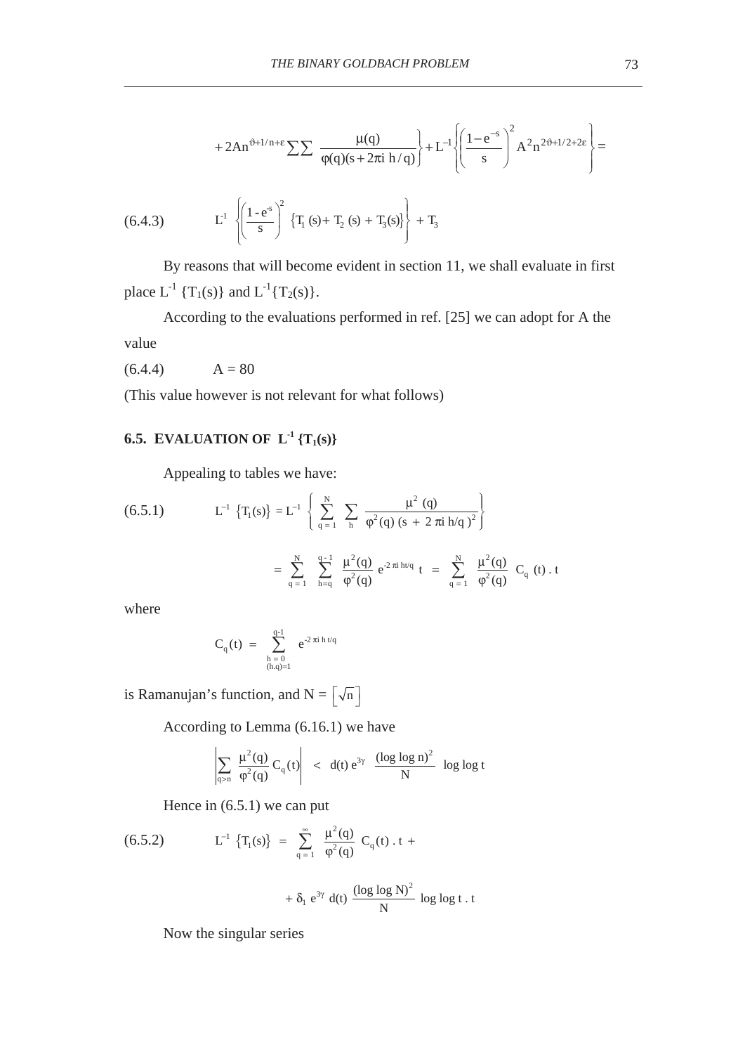$$+2An^{\vartheta+1/n+\varepsilon}\sum\sum \frac{\mu(q)}{\varphi(q)(s+2\pi i\, h/q)}\Bigg\} + L^{-1}\left\{\left(\frac{1-e^{-s}}{s}\right)^2 A^2 n^{2\vartheta+1/2+2\varepsilon}\right\} =$$

$$(6.4.3) \qquad L^{-1}\left\{\left(\frac{1-e^{-s}}{s}\right)^2 \{T_1(s)+T_2(s)+T_3(s)\}\right\} + T_3$$

By reasons that will become evident in section 11, we shall evaluate in first place $L^{-1}\{T_1(s)\}$ and $L^{-1}\{T_2(s)\}$.

According to the evaluations performed in ref. [25] we can adopt for A the value

$$(6.4.4) \qquad A = 80$$

(This value however is not relevant for what follows)

## 6.5. EVALUATION OF $L^{-1}\{T_1(s)\}$

Appealing to tables we have:

$$(6.5.1) \qquad L^{-1}\{T_1(s)\} = L^{-1}\left\{\sum_{q=1}^{N}\sum_{h}\frac{\mu^2(q)}{\varphi^2(q)(s+2\pi i\, h/q)^2}\right\}$$

$$= \sum_{q=1}^{N}\sum_{h=q}^{q-1}\frac{\mu^2(q)}{\varphi^2(q)} e^{-2\pi i\, ht/q}\, t = \sum_{q=1}^{N}\frac{\mu^2(q)}{\varphi^2(q)} C_q(t)\,.\,t$$

where

$$C_q(t) = \sum_{\substack{h=0\\(h,q)=1}}^{q-1} e^{-2\pi i\, h\, t/q}$$

is Ramanujan's function, and $N = \left[\sqrt{n}\right]$

According to Lemma (6.16.1) we have

$$\left|\sum_{q>n}\frac{\mu^2(q)}{\varphi^2(q)} C_q(t)\right| < d(t)\, e^{3\gamma}\, \frac{(\log\log n)^2}{N}\, \log\log t$$

Hence in (6.5.1) we can put

$$(6.5.2) \qquad L^{-1}\{T_1(s)\} = \sum_{q=1}^{\infty}\frac{\mu^2(q)}{\varphi^2(q)} C_q(t)\,.\,t +$$

$$+ \delta_1\, e^{3\gamma}\, d(t)\, \frac{(\log\log N)^2}{N}\, \log\log t\,.\,t$$

Now the singular series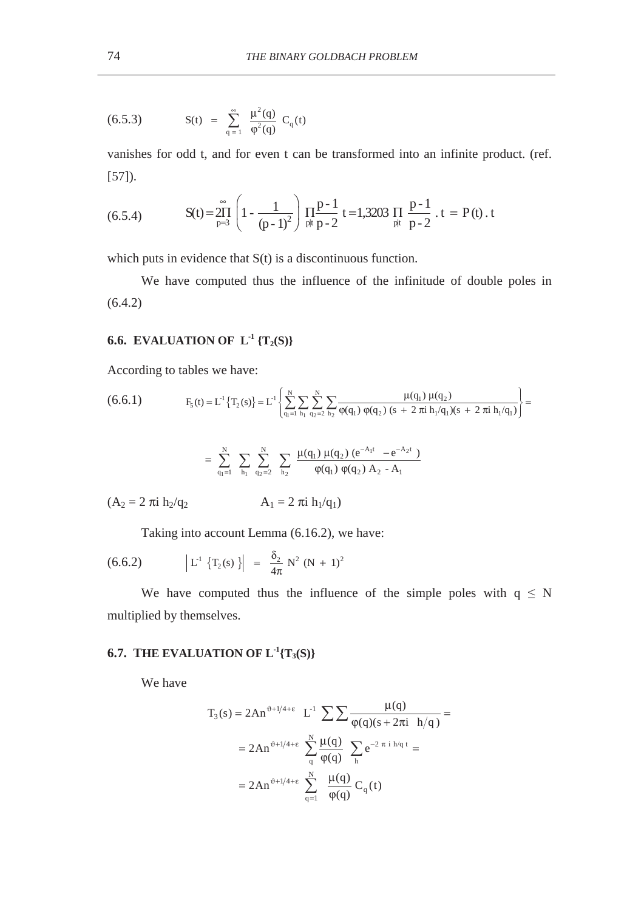$$(6.5.3) \qquad S(t) = \sum_{q=1}^{\infty} \frac{\mu^2(q)}{\varphi^2(q)} C_q(t)$$

vanishes for odd t, and for even t can be transformed into an infinite product. (ref. [57]).

$$(6.5.4) \qquad S(t) = 2\prod_{p=3}^{\infty}\left(1 - \frac{1}{(p-1)^2}\right)\prod_{p|t}\frac{p-1}{p-2}\, t = 1{,}3203\prod_{p|t}\frac{p-1}{p-2}\,.\,t = P(t)\,.\,t$$

which puts in evidence that S(t) is a discontinuous function.

We have computed thus the influence of the infinitude of double poles in (6.4.2)

## 6.6. EVALUATION OF $L^{-1}\{T_2(S)\}$

According to tables we have:

$$(6.6.1) \qquad F_5(t) = L^{-1}\{T_2(s)\} = L^{-1}\left\{\sum_{q_1=1}^{N}\sum_{h_1}\sum_{q_2=2}^{N}\sum_{h_2}\frac{\mu(q_1)\,\mu(q_2)}{\varphi(q_1)\,\varphi(q_2)\,(s + 2\pi i\, h_1/q_1)(s + 2\pi i\, h_1/q_1)}\right\} =$$

$$= \sum_{q_1=1}^{N}\sum_{h_1}\sum_{q_2=2}^{N}\sum_{h_2}\frac{\mu(q_1)\,\mu(q_2)\,(e^{-A_1 t} - e^{-A_2 t})}{\varphi(q_1)\,\varphi(q_2)\,A_2 - A_1}$$

($A_2 = 2\pi i\, h_2/q_2$ $\qquad$ $A_1 = 2\pi i\, h_1/q_1$)

Taking into account Lemma (6.16.2), we have:

$$(6.6.2) \qquad \left|L^{-1}\{T_2(s)\}\right| = \frac{\delta_2}{4\pi}N^2(N+1)^2$$

We have computed thus the influence of the simple poles with $q \le N$ multiplied by themselves.

## 6.7. THE EVALUATION OF $L^{-1}\{T_3(S)\}$

We have

$$T_3(s) = 2An^{\vartheta+1/4+\varepsilon}\;L^{-1}\sum\sum\frac{\mu(q)}{\varphi(q)(s + 2\pi i\;\;h/q)} =$$

$$= 2An^{\vartheta+1/4+\varepsilon}\sum_{q}^{N}\frac{\mu(q)}{\varphi(q)}\sum_{h}e^{-2\pi i\, h/q\, t} =$$

$$= 2An^{\vartheta+1/4+\varepsilon}\sum_{q=1}^{N}\frac{\mu(q)}{\varphi(q)}C_q(t)$$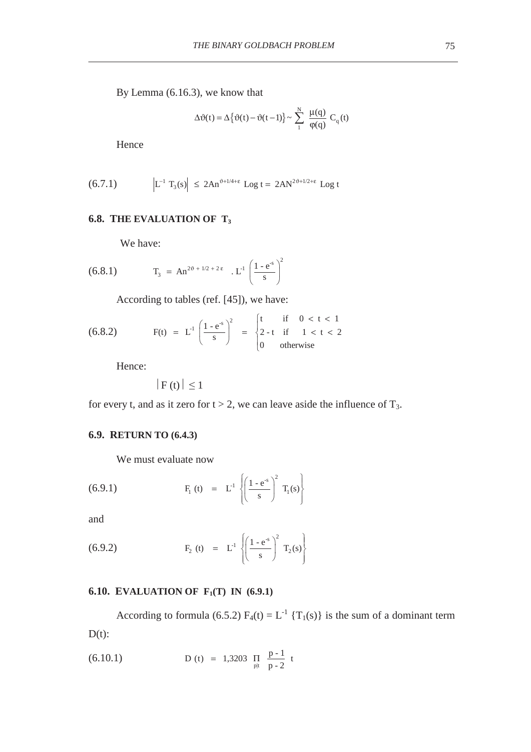By Lemma (6.16.3), we know that

$$\Delta\vartheta(t) = \Delta\{\vartheta(t) - \vartheta(t-1)\} \sim \sum_{1}^{N} \frac{\mu(q)}{\varphi(q)} C_q(t)$$

Hence

$$\left|L^{-1}\, T_3(s)\right| \;\leq\; 2An^{\vartheta+1/4+\varepsilon}\ \text{Log}\, t = \; 2AN^{2\vartheta+1/2+\varepsilon}\ \text{Log}\, t \tag{6.7.1}$$

## 6.8. THE EVALUATION OF $T_3$

We have:

$$T_3 \;=\; An^{2\vartheta + 1/2 + 2\varepsilon}\ .\ L^{-1}\left(\frac{1 - e^{-s}}{s}\right)^2 \tag{6.8.1}$$

According to tables (ref. [45]), we have:

$$F(t) \;=\; L^{-1}\left(\frac{1 - e^{-s}}{s}\right)^2 \;=\; \begin{cases} t & \text{if} \quad 0 < t < 1 \\ 2 - t & \text{if} \quad 1 < t < 2 \\ 0 & \text{otherwise} \end{cases} \tag{6.8.2}$$

Hence:

$$|F(t)| \leq 1$$

for every t, and as it zero for $t > 2$, we can leave aside the influence of $T_3$.

## 6.9. RETURN TO (6.4.3)

We must evaluate now

$$F_1(t) \;=\; L^{-1}\left\{\left(\frac{1 - e^{-s}}{s}\right)^2 T_1(s)\right\} \tag{6.9.1}$$

and

$$F_2(t) \;=\; L^{-1}\left\{\left(\frac{1 - e^{-s}}{s}\right)^2 T_2(s)\right\} \tag{6.9.2}$$

## 6.10. EVALUATION OF $F_1(T)$ IN (6.9.1)

According to formula (6.5.2) $F_4(t) = L^{-1}\{T_1(s)\}$ is the sum of a dominant term $D(t)$:

$$D(t) \;=\; 1{,}3203\ \prod_{p|t}\ \frac{p - 1}{p - 2}\ t \tag{6.10.1}$$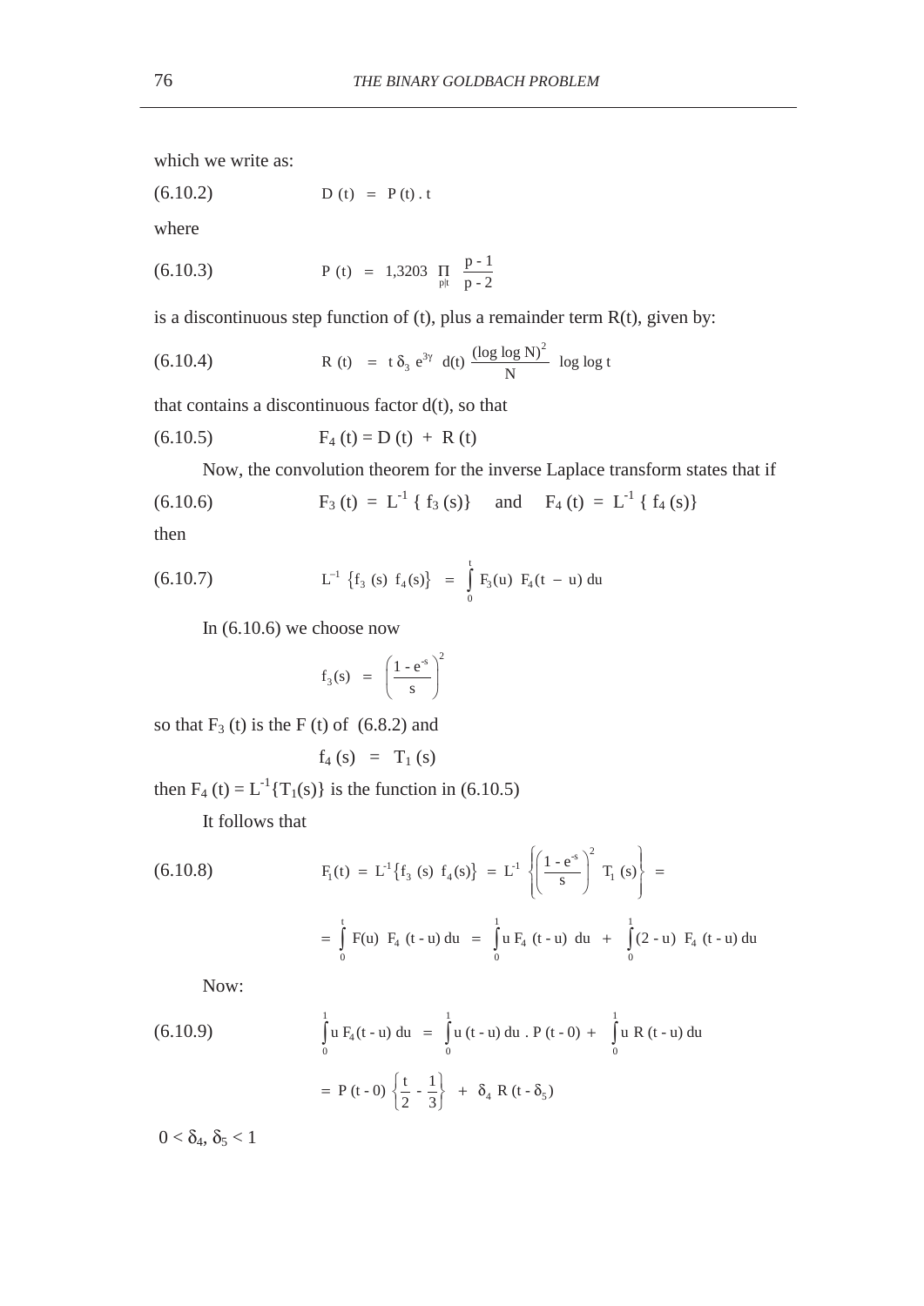which we write as:

(6.10.2) $$D(t) = P(t) . t$$

where

(6.10.3) $$P(t) = 1{,}3203 \prod_{p|t} \frac{p-1}{p-2}$$

is a discontinuous step function of (t), plus a remainder term R(t), given by:

(6.10.4) $$R(t) = t\, \delta_3\, e^{3\gamma}\, d(t) \frac{(\log \log N)^2}{N} \log \log t$$

that contains a discontinuous factor d(t), so that

(6.10.5) $$F_4(t) = D(t) + R(t)$$

Now, the convolution theorem for the inverse Laplace transform states that if

(6.10.6) $$F_3(t) = L^{-1}\{f_3(s)\} \quad \text{and} \quad F_4(t) = L^{-1}\{f_4(s)\}$$

then

(6.10.7) $$L^{-1}\{f_3(s)\, f_4(s)\} = \int_0^t F_3(u)\, F_4(t-u)\, du$$

In (6.10.6) we choose now

$$f_3(s) = \left(\frac{1-e^{-s}}{s}\right)^2$$

so that $F_3(t)$ is the F (t) of (6.8.2) and

$$f_4(s) = T_1(s)$$

then $F_4(t) = L^{-1}\{T_1(s)\}$ is the function in (6.10.5)

It follows that

(6.10.8) $$F_1(t) = L^{-1}\{f_3(s)\, f_4(s)\} = L^{-1}\left\{\left(\frac{1-e^{-s}}{s}\right)^2 T_1(s)\right\} =$$

$$= \int_0^t F(u)\, F_4(t-u)\, du = \int_0^1 u\, F_4(t-u)\, du + \int_0^1 (2-u)\, F_4(t-u)\, du$$

Now:

(6.10.9) $$\int_0^1 u\, F_4(t-u)\, du = \int_0^1 u\,(t-u)\, du \,.\, P(t-0) + \int_0^1 u\, R(t-u)\, du$$

$$= P(t-0)\left\{\frac{t}{2} - \frac{1}{3}\right\} + \delta_4\, R(t-\delta_5)$$

$0 < \delta_4, \delta_5 < 1$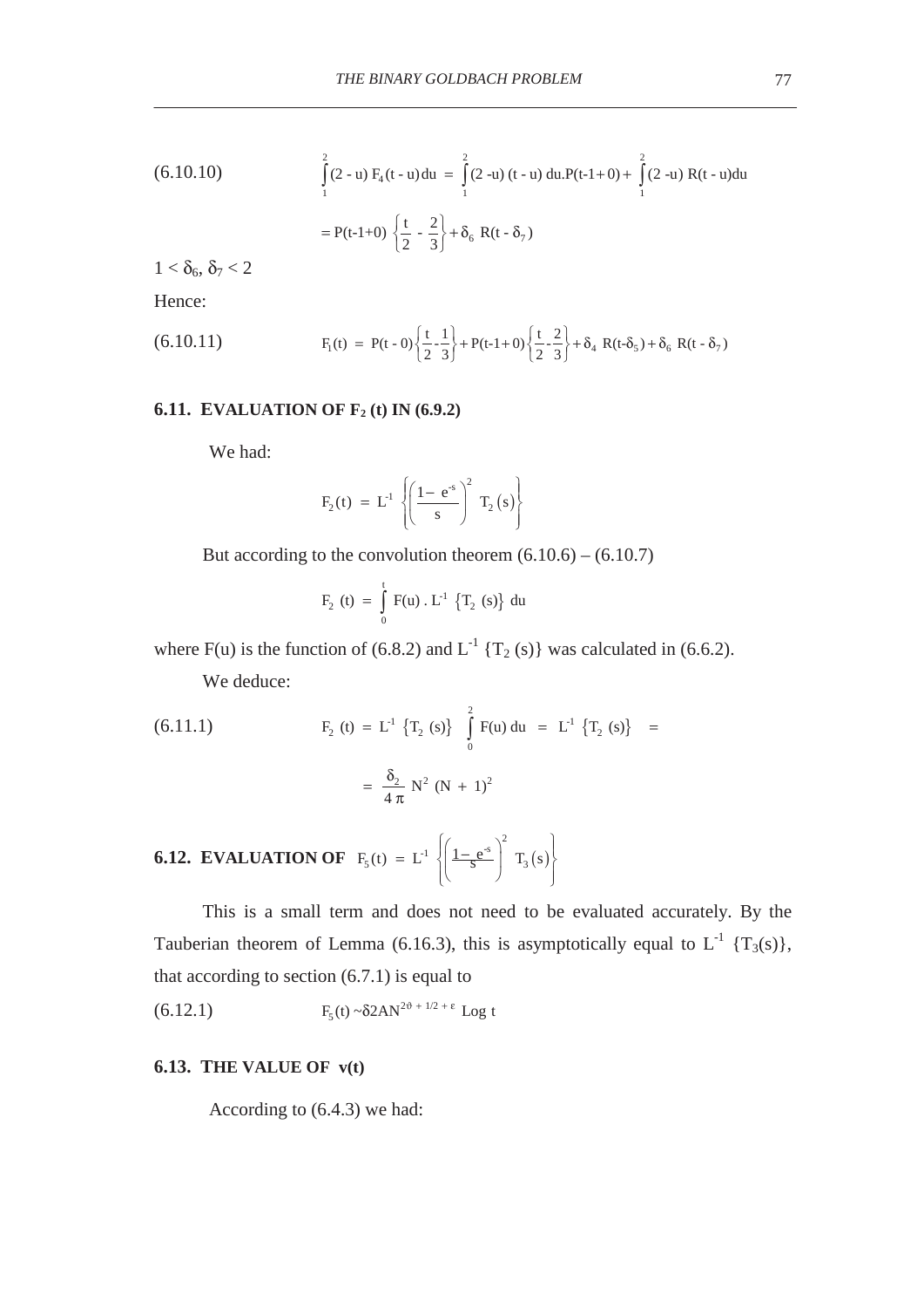(6.10.10) $$\int_1^2 (2 - u)\, F_4(t - u)\,du = \int_1^2 (2 - u)\,(t - u)\,du . P(t-1+0) + \int_1^2 (2 - u)\, R(t - u)du$$

$$= P(t-1+0)\,\left\{\frac{t}{2} - \frac{2}{3}\right\} + \delta_6\, R(t - \delta_7)$$

$1 < \delta_6,\, \delta_7 < 2$

Hence:

(6.10.11) $$F_1(t) = P(t - 0)\left\{\frac{t}{2} - \frac{1}{3}\right\} + P(t-1+0)\left\{\frac{t}{2} - \frac{2}{3}\right\} + \delta_4\, R(t-\delta_5) + \delta_6\, R(t - \delta_7)$$

### 6.11. EVALUATION OF $F_2$ (t) IN (6.9.2)

We had:

$$F_2(t) = L^{-1}\left\{\left(\frac{1 - e^{-s}}{s}\right)^2 T_2(s)\right\}$$

But according to the convolution theorem (6.10.6) – (6.10.7)

$$F_2\ (t) = \int_0^t F(u)\ .\ L^{-1}\ \{T_2\ (s)\}\ du$$

where F(u) is the function of (6.8.2) and $L^{-1}$ $\{T_2\,(s)\}$ was calculated in (6.6.2).

We deduce:

(6.11.1) $$F_2\ (t) = L^{-1}\ \{T_2\ (s)\}\ \int_0^2 F(u)\,du\ =\ L^{-1}\ \{T_2\ (s)\}\ =$$

$$= \frac{\delta_2}{4\,\pi}\ N^2\ (N + 1)^2$$

### 6.12. EVALUATION OF $F_5(t) = L^{-1}\left\{\left(\frac{1 - e^{-s}}{s}\right)^2 T_3(s)\right\}$

This is a small term and does not need to be evaluated accurately. By the Tauberian theorem of Lemma (6.16.3), this is asymptotically equal to $L^{-1}$ $\{T_3(s)\}$, that according to section (6.7.1) is equal to

(6.12.1) $$F_5(t) \sim \delta 2AN^{2\vartheta + 1/2 + \varepsilon}\ \mathrm{Log}\ t$$

### 6.13. THE VALUE OF v(t)

According to (6.4.3) we had: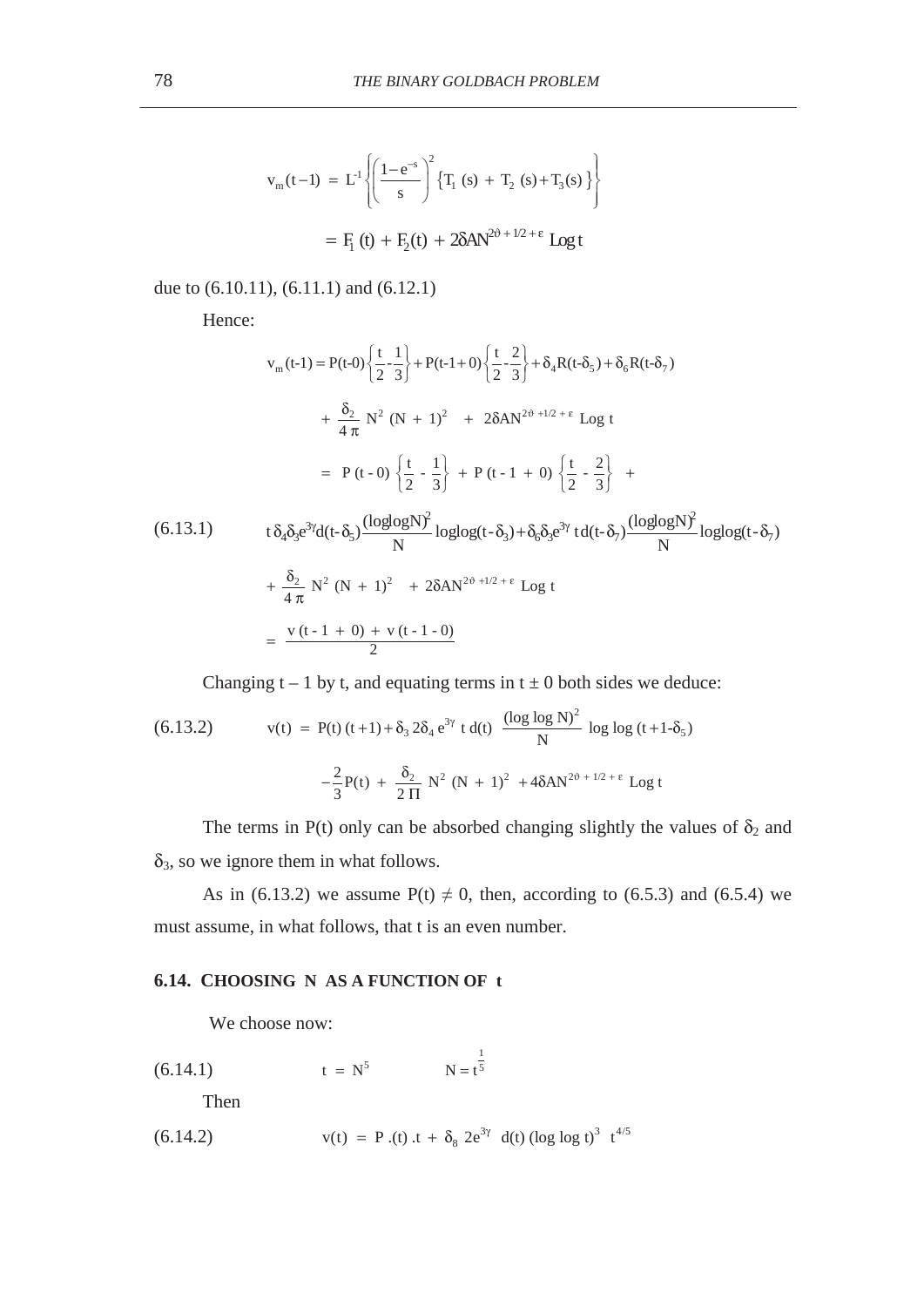$$v_m(t-1) = L^{-1}\left\{\left(\frac{1-e^{-s}}{s}\right)^2 \left\{T_1(s) + T_2(s) + T_3(s)\right\}\right\}$$

$$= F_1(t) + F_2(t) + 2\delta A N^{2\vartheta+1/2+\varepsilon} \operatorname{Log} t$$

due to (6.10.11), (6.11.1) and (6.12.1)

Hence:

$$v_m(t\text{-}1) = P(t\text{-}0)\left\{\frac{t}{2}-\frac{1}{3}\right\} + P(t\text{-}1+0)\left\{\frac{t}{2}-\frac{2}{3}\right\} + \delta_4 R(t\text{-}\delta_5) + \delta_6 R(t\text{-}\delta_7)$$

$$+ \frac{\delta_2}{4\pi} N^2 (N+1)^2 \quad + \quad 2\delta A N^{2\vartheta+1/2+\varepsilon} \operatorname{Log} t$$

$$= P(t\text{ - }0)\left\{\frac{t}{2} - \frac{1}{3}\right\} + P(t\text{ - }1 + 0)\left\{\frac{t}{2} - \frac{2}{3}\right\} +$$

(6.13.1)
$$t\,\delta_4\delta_3 e^{3\gamma} d(t\text{-}\delta_5)\frac{(\log\log N)^2}{N}\log\log(t\text{-}\delta_3) + \delta_6\delta_3 e^{3\gamma}\, t\, d(t\text{-}\delta_7)\frac{(\log\log N)^2}{N}\log\log(t\text{-}\delta_7)$$

$$+ \frac{\delta_2}{4\pi} N^2 (N+1)^2 \quad + 2\delta A N^{2\vartheta+1/2+\varepsilon} \operatorname{Log} t$$

$$= \frac{v(t\text{ - }1 + 0) + v(t\text{ - }1\text{ - }0)}{2}$$

Changing $t - 1$ by $t$, and equating terms in $t \pm 0$ both sides we deduce:

(6.13.2)
$$v(t) = P(t)(t+1) + \delta_3\, 2\delta_4\, e^{3\gamma}\, t\, d(t)\, \frac{(\log\log N)^2}{N} \log\log(t+1\text{-}\delta_5)$$

$$-\frac{2}{3}P(t) + \frac{\delta_2}{2\Pi} N^2 (N+1)^2 \; + 4\delta A N^{2\vartheta+1/2+\varepsilon} \operatorname{Log} t$$

The terms in $P(t)$ only can be absorbed changing slightly the values of $\delta_2$ and $\delta_3$, so we ignore them in what follows.

As in (6.13.2) we assume $P(t) \neq 0$, then, according to (6.5.3) and (6.5.4) we must assume, in what follows, that t is an even number.

### 6.14. CHOOSING N AS A FUNCTION OF t

We choose now:

(6.14.1)
$$t = N^5 \qquad\qquad N = t^{\frac{1}{5}}$$

Then

(6.14.2)
$$v(t) = P\,.(t)\,.t + \delta_8\; 2e^{3\gamma}\; d(t)\,(\log\log t)^3\;\; t^{4/5}$$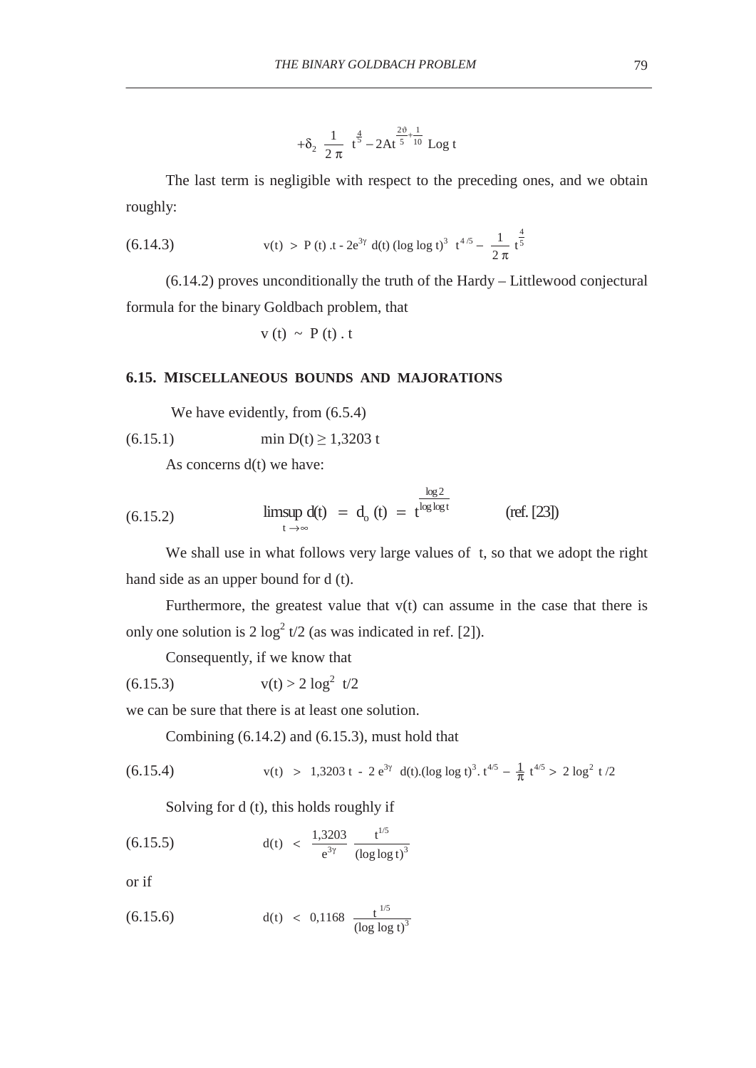$$+\delta_2 \ \frac{1}{2\pi} \ t^{\frac{4}{5}} - 2At^{\frac{2\vartheta}{5}+\frac{1}{10}} \text{ Log } t$$

The last term is negligible with respect to the preceding ones, and we obtain roughly:

(6.14.3) $$v(t) \ > \ P(t)\,.t - 2e^{3\gamma} \ d(t) \ (\log\log t)^3 \ \ t^{4/5} - \frac{1}{2\pi} \ t^{\frac{4}{5}}$$

(6.14.2) proves unconditionally the truth of the Hardy – Littlewood conjectural formula for the binary Goldbach problem, that

$$v(t) \ \sim \ P(t)\,.\,t$$

### 6.15. MISCELLANEOUS BOUNDS AND MAJORATIONS

We have evidently, from (6.5.4)

(6.15.1) $$\min D(t) \geq 1{,}3203 \ t$$

As concerns d(t) we have:

(6.15.2) $$\limsup_{t\to\infty} d(t) \ = \ d_o(t) \ = \ t^{\frac{\log 2}{\log\log t}} \qquad \text{(ref. [23])}$$

We shall use in what follows very large values of t, so that we adopt the right hand side as an upper bound for d (t).

Furthermore, the greatest value that v(t) can assume in the case that there is only one solution is $2 \log^2 t/2$ (as was indicated in ref. [2]).

Consequently, if we know that

(6.15.3) $$v(t) > 2 \log^2 \ t/2$$

we can be sure that there is at least one solution.

Combining (6.14.2) and (6.15.3), must hold that

(6.15.4) $$v(t) \ > \ 1{,}3203\,t \ - \ 2\,e^{3\gamma} \ d(t).(\log\log t)^3.\,t^{4/5} - \frac{1}{\pi}\,t^{4/5} > \ 2\log^2 \ t/2$$

Solving for d (t), this holds roughly if

(6.15.5) $$d(t) \ < \ \frac{1{,}3203}{e^{3\gamma}} \ \frac{t^{1/5}}{(\log\log t)^3}$$

or if

(6.15.6) $$d(t) \ < \ 0{,}1168 \ \frac{t^{1/5}}{(\log\log t)^3}$$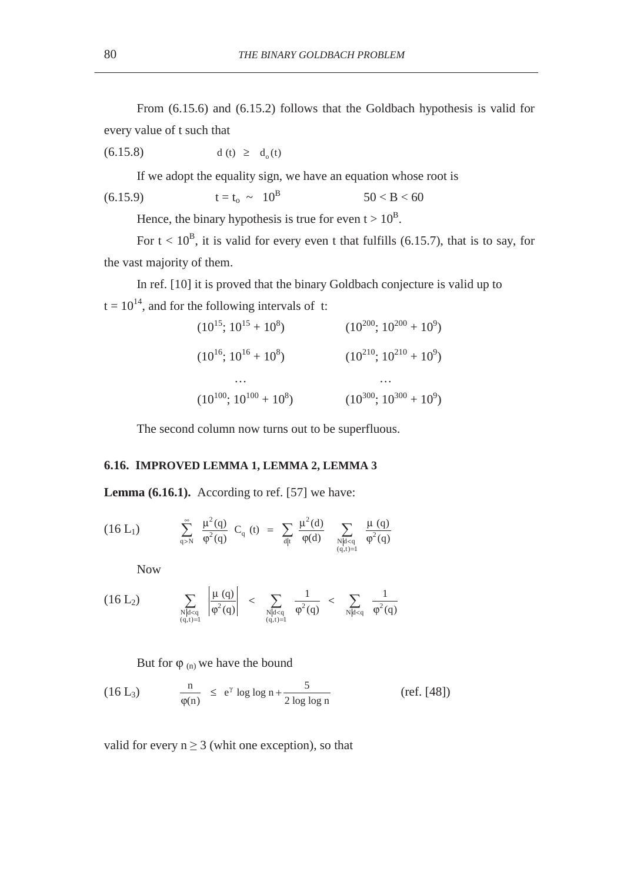From (6.15.6) and (6.15.2) follows that the Goldbach hypothesis is valid for every value of t such that

(6.15.8) $$d(t) \geq d_o(t)$$

If we adopt the equality sign, we have an equation whose root is

(6.15.9) $$t = t_o \sim 10^B \qquad 50 < B < 60$$

Hence, the binary hypothesis is true for even $t > 10^B$.

For $t < 10^B$, it is valid for every even t that fulfills (6.15.7), that is to say, for the vast majority of them.

In ref. [10] it is proved that the binary Goldbach conjecture is valid up to $t = 10^{14}$, and for the following intervals of t:

| | |
|---|---|
| $(10^{15}; 10^{15} + 10^8)$ | $(10^{200}; 10^{200} + 10^9)$ |
| $(10^{16}; 10^{16} + 10^8)$ | $(10^{210}; 10^{210} + 10^9)$ |
| … | … |
| $(10^{100}; 10^{100} + 10^8)$ | $(10^{300}; 10^{300} + 10^9)$ |

The second column now turns out to be superfluous.

## 6.16. IMPROVED LEMMA 1, LEMMA 2, LEMMA 3

**Lemma (6.16.1).** According to ref. [57] we have:

(16 $L_1$) $$\sum_{q>N}^{\infty} \frac{\mu^2(q)}{\varphi^2(q)} C_q(t) = \sum_{d|t} \frac{\mu^2(d)}{\varphi(d)} \sum_{\substack{N|d<q \\ (q,t)=1}} \frac{\mu(q)}{\varphi^2(q)}$$

Now

(16 $L_2$) $$\sum_{\substack{N|d<q \\ (q,t)=1}} \left|\frac{\mu(q)}{\varphi^2(q)}\right| < \sum_{\substack{N|d<q \\ (q,t)=1}} \frac{1}{\varphi^2(q)} < \sum_{N|d<q} \frac{1}{\varphi^2(q)}$$

But for $\varphi_{(n)}$ we have the bound

(16 $L_3$) $$\frac{n}{\varphi(n)} \leq e^{\gamma} \log\log n + \frac{5}{2 \log\log n} \qquad \text{(ref. [48])}$$

valid for every $n \geq 3$ (whit one exception), so that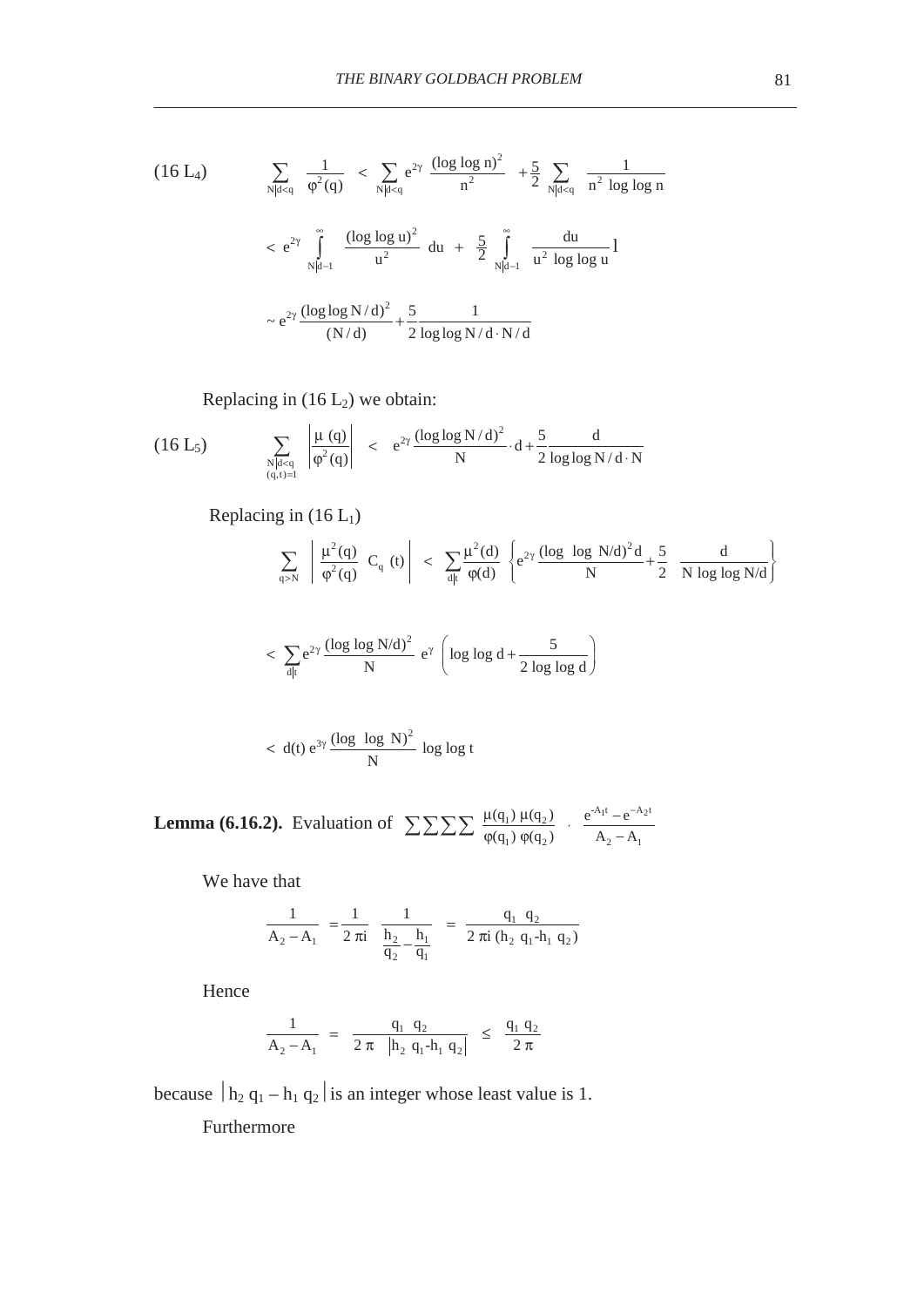$$(16\,L_4) \qquad \sum_{N|d<q} \frac{1}{\varphi^2(q)} < \sum_{N|d<q} e^{2\gamma} \frac{(\log\log n)^2}{n^2} + \frac{5}{2} \sum_{N|d<q} \frac{1}{n^2 \log\log n}$$

$$< e^{2\gamma} \int_{N|d-1}^{\infty} \frac{(\log\log u)^2}{u^2}\, du + \frac{5}{2} \int_{N|d-1}^{\infty} \frac{du}{u^2 \log\log u} l$$

$$\sim e^{2\gamma} \frac{(\log\log N/d)^2}{(N/d)} + \frac{5}{2} \frac{1}{\log\log N/d \cdot N/d}$$

Replacing in $(16\,L_2)$ we obtain:

$$(16\,L_5) \qquad \sum_{\substack{N|d<q \\ (q,t)=1}} \left| \frac{\mu(q)}{\varphi^2(q)} \right| < e^{2\gamma} \frac{(\log\log N/d)^2}{N} \cdot d + \frac{5}{2} \frac{d}{\log\log N/d \cdot N}$$

Replacing in $(16\,L_1)$

$$\sum_{q>N} \left| \frac{\mu^2(q)}{\varphi^2(q)}\ C_q\ (t) \right| < \sum_{d|t} \frac{\mu^2(d)}{\varphi(d)} \left\{ e^{2\gamma} \frac{(\log\ \log\ N/d)^2 d}{N} + \frac{5}{2}\ \frac{d}{N \log\log N/d} \right\}$$

$$< \sum_{d|t} e^{2\gamma} \frac{(\log\log N/d)^2}{N}\ e^{\gamma} \left( \log\log d + \frac{5}{2 \log\log d} \right)$$

$$< d(t)\, e^{3\gamma} \frac{(\log\ \log\ N)^2}{N} \log\log t$$

**Lemma (6.16.2).** Evaluation of $\sum\sum\sum\sum \dfrac{\mu(q_1)\,\mu(q_2)}{\varphi(q_1)\,\varphi(q_2)} \cdot \dfrac{e^{-A_1 t} - e^{-A_2 t}}{A_2 - A_1}$

We have that

$$\frac{1}{A_2 - A_1} = \frac{1}{2\pi i} \frac{1}{\dfrac{h_2}{q_2} - \dfrac{h_1}{q_1}} = \frac{q_1\ q_2}{2\pi i\,(h_2\ q_1 - h_1\ q_2)}$$

Hence

$$\frac{1}{A_2 - A_1} = \frac{q_1\ q_2}{2\pi\ |h_2\ q_1 - h_1\ q_2|} \le \frac{q_1\ q_2}{2\pi}$$

because $|h_2\, q_1 - h_1\, q_2|$ is an integer whose least value is 1.

Furthermore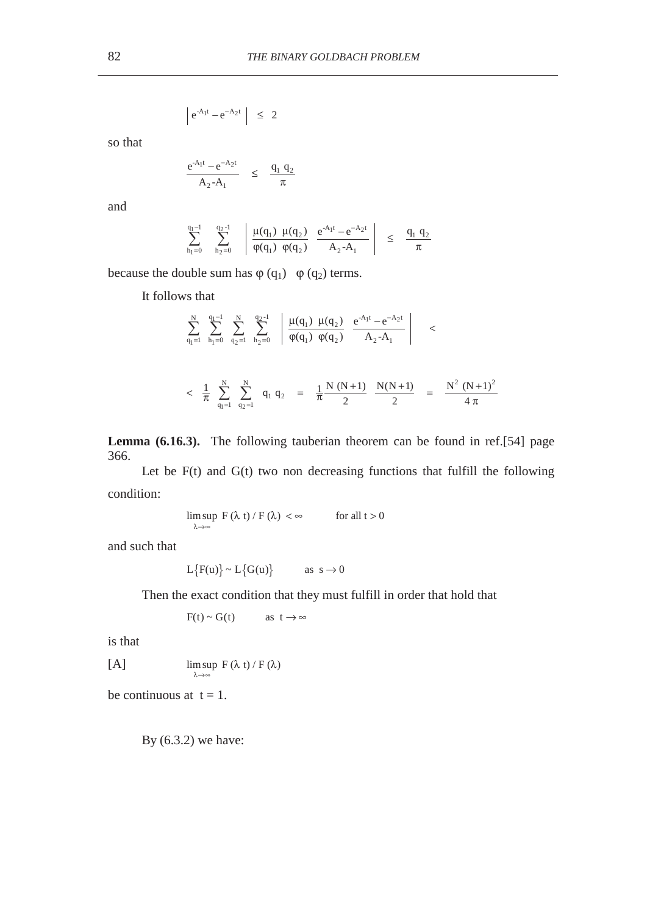$$\left| e^{-A_1 t} - e^{-A_2 t} \right| \leq 2$$

so that

$$\frac{e^{-A_1 t} - e^{-A_2 t}}{A_2 - A_1} \leq \frac{q_1 \ q_2}{\pi}$$

and

$$\sum_{h_1=0}^{q_1-1} \sum_{h_2=0}^{q_2-1} \left| \frac{\mu(q_1) \ \mu(q_2)}{\varphi(q_1) \ \varphi(q_2)} \ \frac{e^{-A_1 t} - e^{-A_2 t}}{A_2 - A_1} \right| \leq \frac{q_1 \ q_2}{\pi}$$

because the double sum has $\varphi(q_1) \ \ \varphi(q_2)$ terms.

It follows that

$$\sum_{q_1=1}^{N} \sum_{h_1=0}^{q_1-1} \sum_{q_2=1}^{N} \sum_{h_2=0}^{q_2-1} \left| \frac{\mu(q_1) \ \mu(q_2)}{\varphi(q_1) \ \varphi(q_2)} \ \frac{e^{-A_1 t} - e^{-A_2 t}}{A_2 - A_1} \right| <$$

$$< \frac{1}{\pi} \sum_{q_1=1}^{N} \sum_{q_2=1}^{N} q_1 \ q_2 = \frac{1}{\pi} \frac{N \ (N+1)}{2} \ \frac{N(N+1)}{2} = \frac{N^2 \ (N+1)^2}{4 \pi}$$

**Lemma (6.16.3).** The following tauberian theorem can be found in ref.[54] page 366.

Let be F(t) and G(t) two non decreasing functions that fulfill the following condition:

$$\limsup_{\lambda \to \infty} \ F(\lambda \ t) / F(\lambda) < \infty \qquad \text{for all } t > 0$$

and such that

$$L\{F(u)\} \sim L\{G(u)\} \qquad \text{as } s \to 0$$

Then the exact condition that they must fulfill in order that hold that

$$F(t) \sim G(t) \qquad \text{as } t \to \infty$$

is that

[A] $$\limsup_{\lambda \to \infty} \ F(\lambda \ t) / F(\lambda)$$

be continuous at $t = 1$.

By (6.3.2) we have: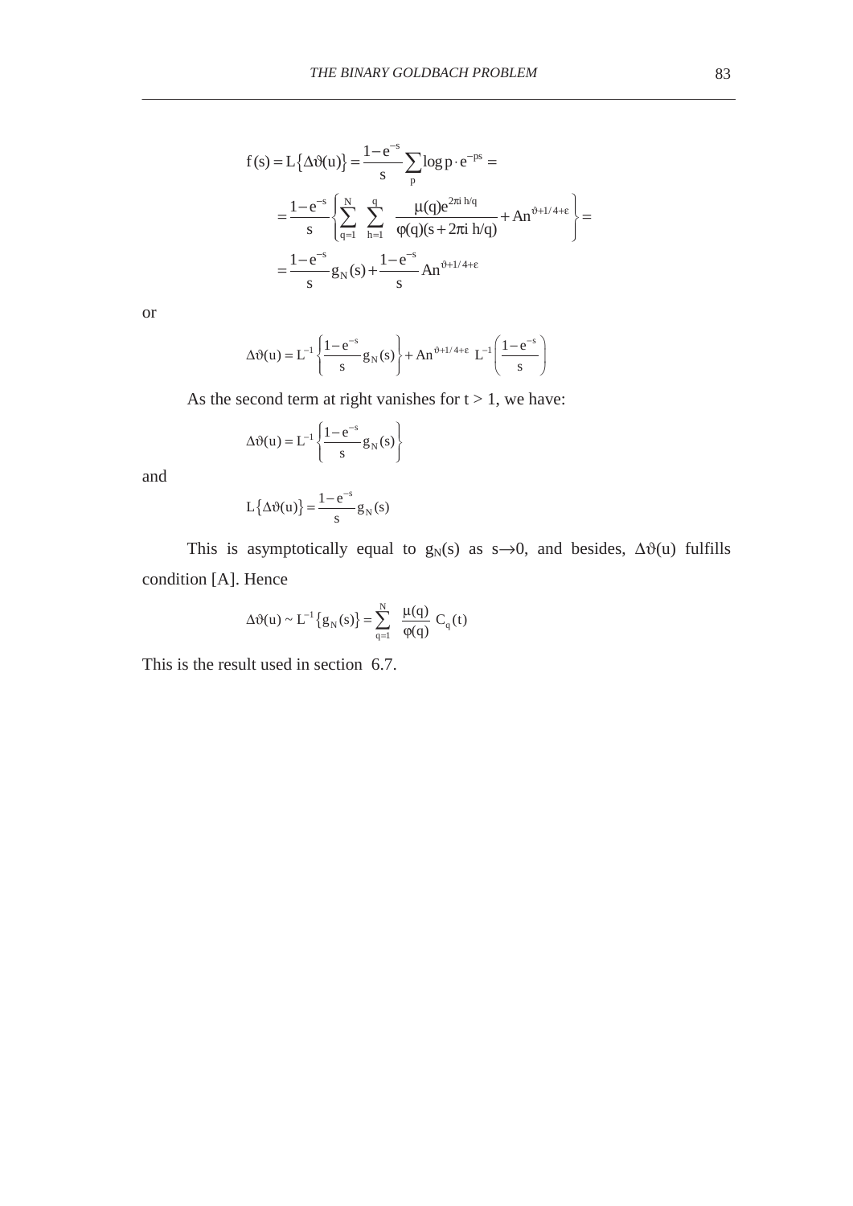$$
\begin{aligned}
f(s) = L\{\Delta\vartheta(u)\} &= \frac{1-e^{-s}}{s}\sum_{p}\log p \cdot e^{-ps} = \\
&= \frac{1-e^{-s}}{s}\left\{\sum_{q=1}^{N}\ \sum_{h=1}^{q}\ \frac{\mu(q)e^{2\pi i\, h/q}}{\varphi(q)(s+2\pi i\, h/q)} + An^{\vartheta+1/4+\varepsilon}\right\} = \\
&= \frac{1-e^{-s}}{s} g_N(s) + \frac{1-e^{-s}}{s} An^{\vartheta+1/4+\varepsilon}
\end{aligned}
$$

or

$$
\Delta\vartheta(u) = L^{-1}\left\{\frac{1-e^{-s}}{s} g_N(s)\right\} + An^{\vartheta+1/4+\varepsilon}\ L^{-1}\left(\frac{1-e^{-s}}{s}\right)
$$

As the second term at right vanishes for $t > 1$, we have:

$$
\Delta\vartheta(u) = L^{-1}\left\{\frac{1-e^{-s}}{s} g_N(s)\right\}
$$

and

$$
L\{\Delta\vartheta(u)\} = \frac{1-e^{-s}}{s} g_N(s)
$$

This is asymptotically equal to $g_N(s)$ as $s \to 0$, and besides, $\Delta\vartheta(u)$ fulfills condition [A]. Hence

$$
\Delta\vartheta(u) \sim L^{-1}\{g_N(s)\} = \sum_{q=1}^{N}\ \frac{\mu(q)}{\varphi(q)}\ C_q(t)
$$

This is the result used in section 6.7.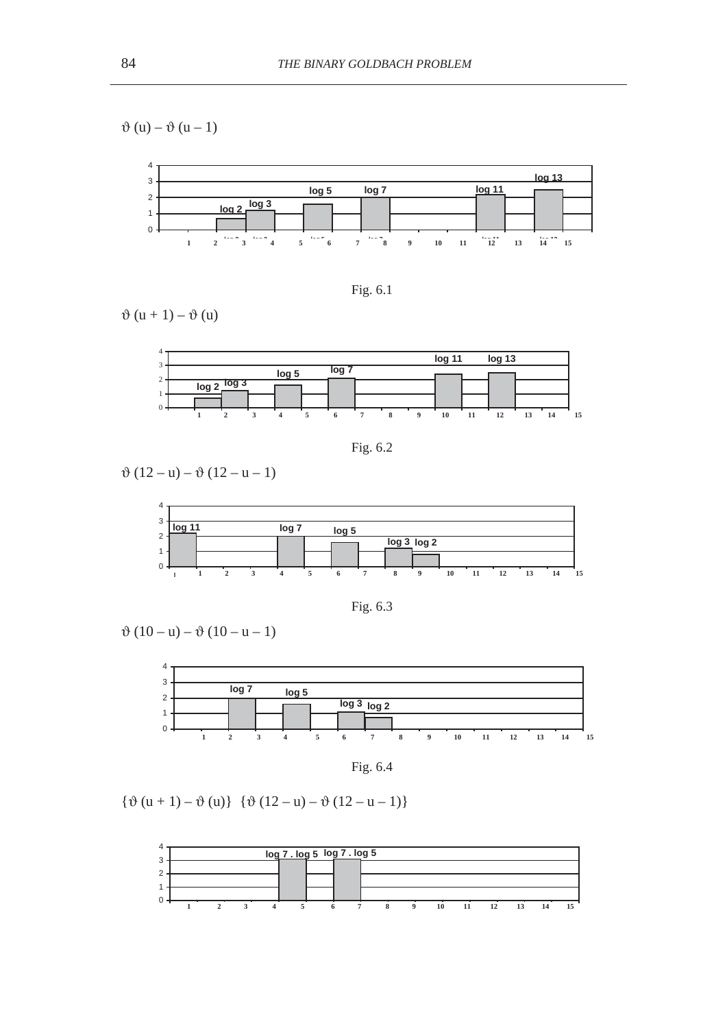$\vartheta(u) - \vartheta(u-1)$

Fig. 6.1

$\vartheta(u+1) - \vartheta(u)$

Fig. 6.2

$\vartheta(12-u) - \vartheta(12-u-1)$

Fig. 6.3

$\vartheta(10-u) - \vartheta(10-u-1)$

Fig. 6.4

$\{\vartheta(u+1) - \vartheta(u)\}\ \{\vartheta(12-u) - \vartheta(12-u-1)\}$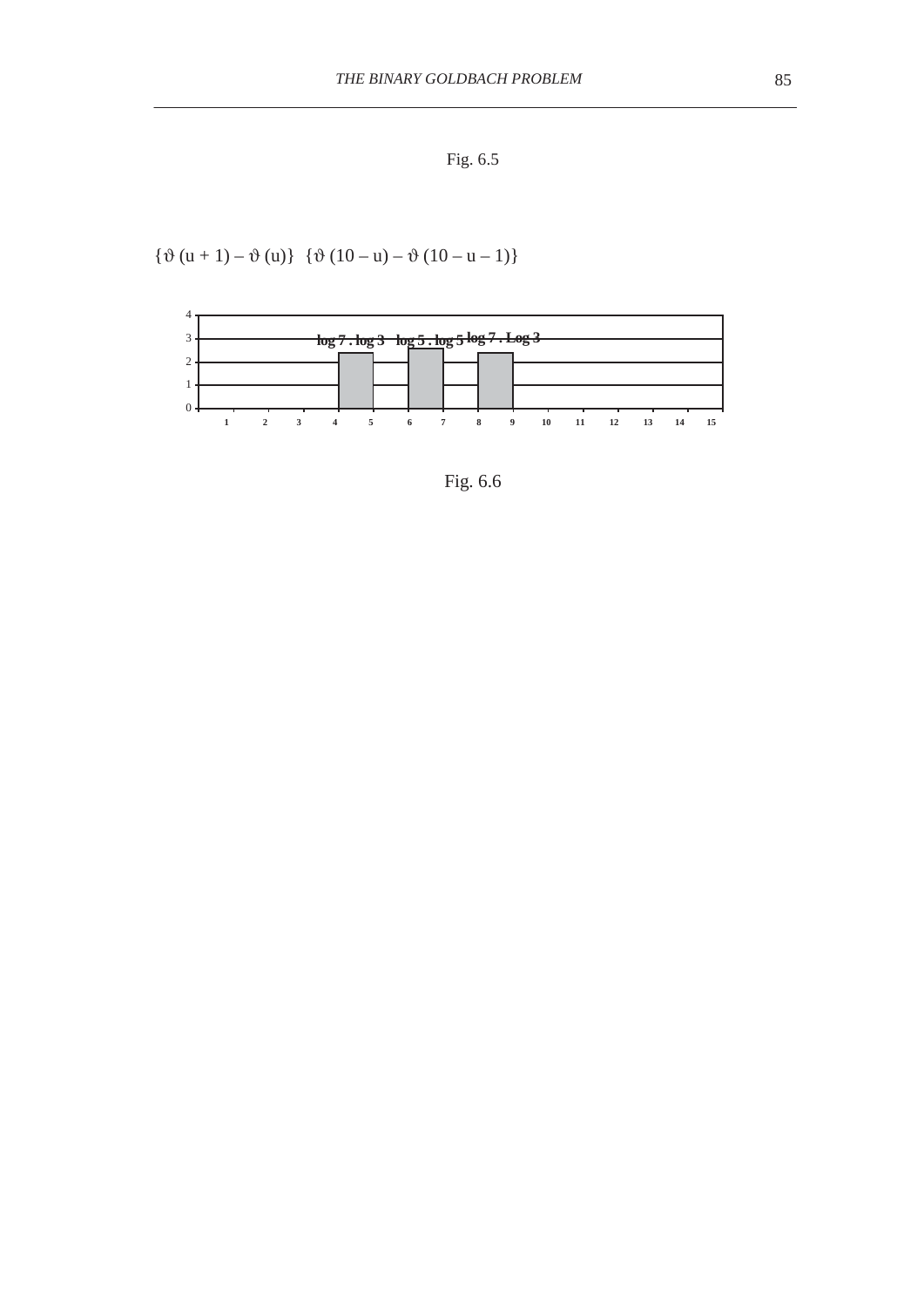Fig. 6.5

$\{\vartheta(u + 1) - \vartheta(u)\}\ \{\vartheta(10 - u) - \vartheta(10 - u - 1)\}$

4
3
2
1
0

log 7 . log 3
log 5 . log 5
log 7 . Log 3

1 2 3 4 5 6 7 8 9 10 11 12 13 14 15

Fig. 6.6